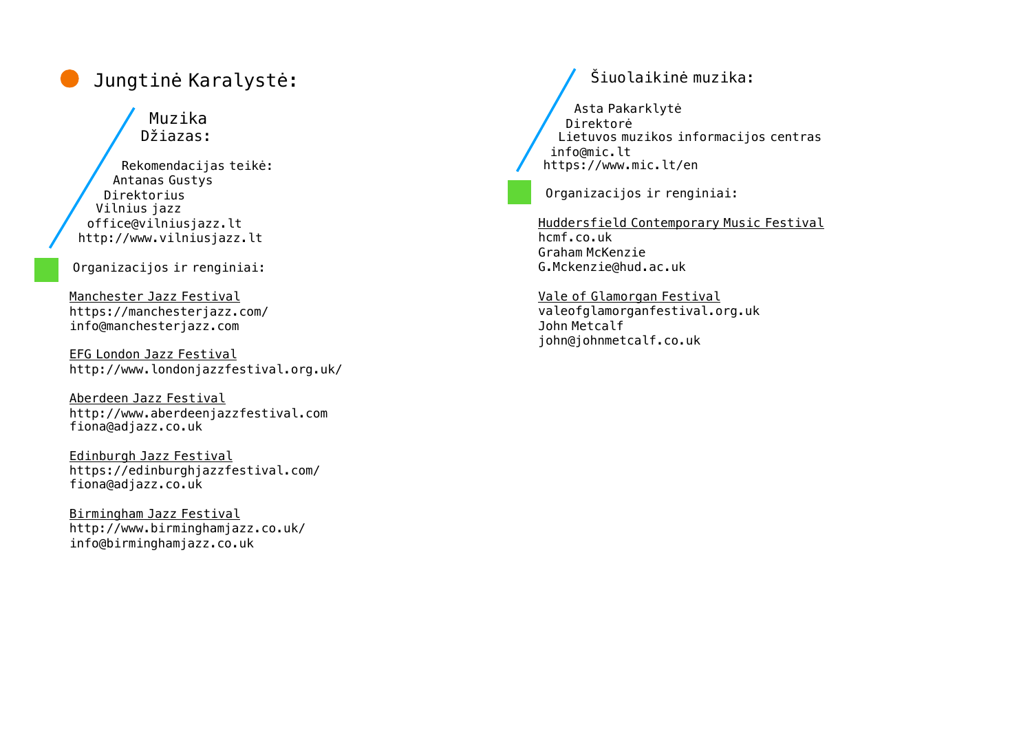# Jungtinė Karalystė:

## Muzika
## Džiazas:

Rekomendacijas teikė:
Antanas Gustys
Direktorius
Vilnius jazz
office@vilniusjazz.lt
http://www.vilniusjazz.lt

### Organizacijos ir renginiai:

Manchester Jazz Festival
https://manchesterjazz.com/
info@manchesterjazz.com

EFG London Jazz Festival
http://www.londonjazzfestival.org.uk/

Aberdeen Jazz Festival
http://www.aberdeenjazzfestival.com
fiona@adjazz.co.uk

Edinburgh Jazz Festival
https://edinburghjazzfestival.com/
fiona@adjazz.co.uk

Birmingham Jazz Festival
http://www.birminghamjazz.co.uk/
info@birminghamjazz.co.uk

## Šiuolaikinė muzika:

Asta Pakarklytė
Direktorė
Lietuvos muzikos informacijos centras
info@mic.lt
https://www.mic.lt/en

### Organizacijos ir renginiai:

Huddersfield Contemporary Music Festival
hcmf.co.uk
Graham McKenzie
G.Mckenzie@hud.ac.uk

Vale of Glamorgan Festival
valeofglamorganfestival.org.uk
John Metcalf
john@johnmetcalf.co.uk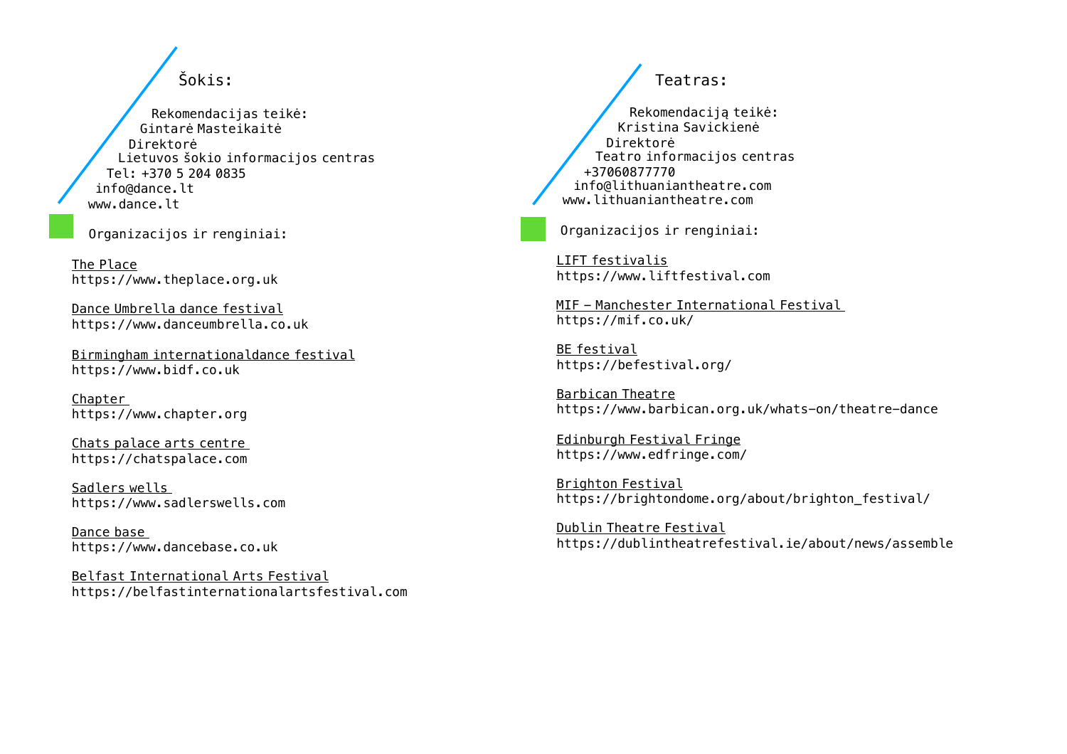## Šokis:

Rekomendacijas teikė:
Gintarė Masteikaitė
Direktorė
Lietuvos šokio informacijos centras
Tel: +370 5 204 0835
info@dance.lt
www.dance.lt

### Organizacijos ir renginiai:

The Place
https://www.theplace.org.uk

Dance Umbrella dance festival
https://www.danceumbrella.co.uk

Birmingham internationaldance festival
https://www.bidf.co.uk

Chapter
https://www.chapter.org

Chats palace arts centre
https://chatspalace.com

Sadlers wells
https://www.sadlerswells.com

Dance base
https://www.dancebase.co.uk

Belfast International Arts Festival
https://belfastinternationalartsfestival.com

## Teatras:

Rekomendaciją teikė:
Kristina Savickienė
Direktorė
Teatro informacijos centras
+37060877770
info@lithuaniantheatre.com
www.lithuaniantheatre.com

### Organizacijos ir renginiai:

LIFT festivalis
https://www.liftfestival.com

MIF – Manchester International Festival
https://mif.co.uk/

BE festival
https://befestival.org/

Barbican Theatre
https://www.barbican.org.uk/whats-on/theatre-dance

Edinburgh Festival Fringe
https://www.edfringe.com/

Brighton Festival
https://brightondome.org/about/brighton_festival/

Dublin Theatre Festival
https://dublintheatrefestival.ie/about/news/assemble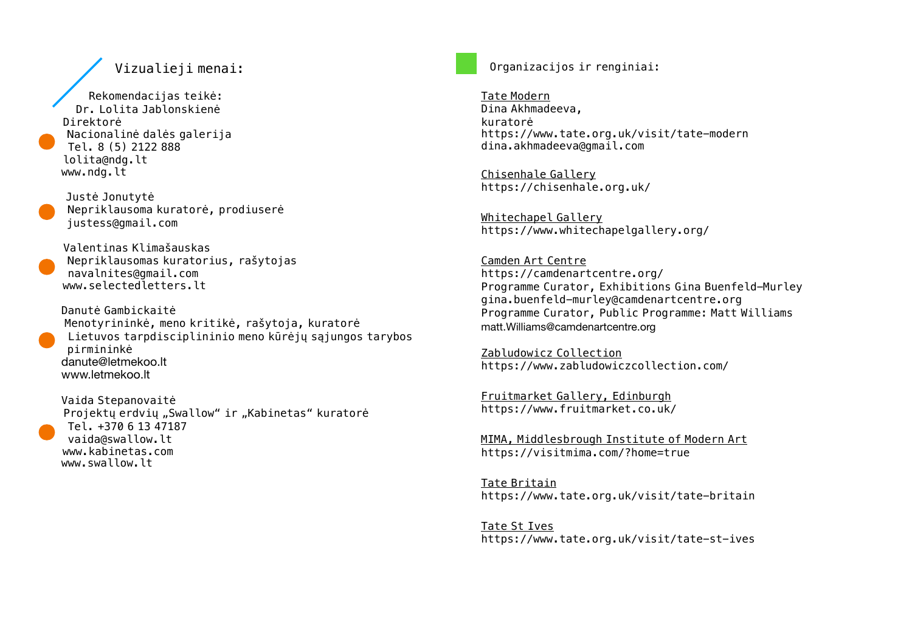## Vizualieji menai:

Rekomendacijas teikė:
Dr. Lolita Jablonskienė
Direktorė
Nacionalinė dailės galerija
Tel. 8 (5) 2122 888
lolita@ndg.lt
www.ndg.lt

Justė Jonutytė
Nepriklausoma kuratorė, prodiuserė
justess@gmail.com

Valentinas Klimašauskas
Nepriklausomas kuratorius, rašytojas
navalnites@gmail.com
www.selectedletters.lt

Danutė Gambickaitė
Menotyrininkė, meno kritikė, rašytoja, kuratorė
Lietuvos tarpdisciplininio meno kūrėjų sąjungos tarybos pirmininkė
danute@letmekoo.lt
www.letmekoo.lt

Vaida Stepanovaitė
Projektų erdvių „Swallow“ ir „Kabinetas“ kuratorė
Tel. +370 6 13 47187
vaida@swallow.lt
www.kabinetas.com
www.swallow.lt

## Organizacijos ir renginiai:

Tate Modern
Dina Akhmadeeva,
kuratorė
https://www.tate.org.uk/visit/tate-modern
dina.akhmadeeva@gmail.com

Chisenhale Gallery
https://chisenhale.org.uk/

Whitechapel Gallery
https://www.whitechapelgallery.org/

Camden Art Centre
https://camdenartcentre.org/
Programme Curator, Exhibitions Gina Buenfeld-Murley
gina.buenfeld-murley@camdenartcentre.org
Programme Curator, Public Programme: Matt Williams
matt.Williams@camdenartcentre.org

Zabludowicz Collection
https://www.zabludowiczcollection.com/

Fruitmarket Gallery, Edinburgh
https://www.fruitmarket.co.uk/

MIMA, Middlesbrough Institute of Modern Art
https://visitmima.com/?home=true

Tate Britain
https://www.tate.org.uk/visit/tate-britain

Tate St Ives
https://www.tate.org.uk/visit/tate-st-ives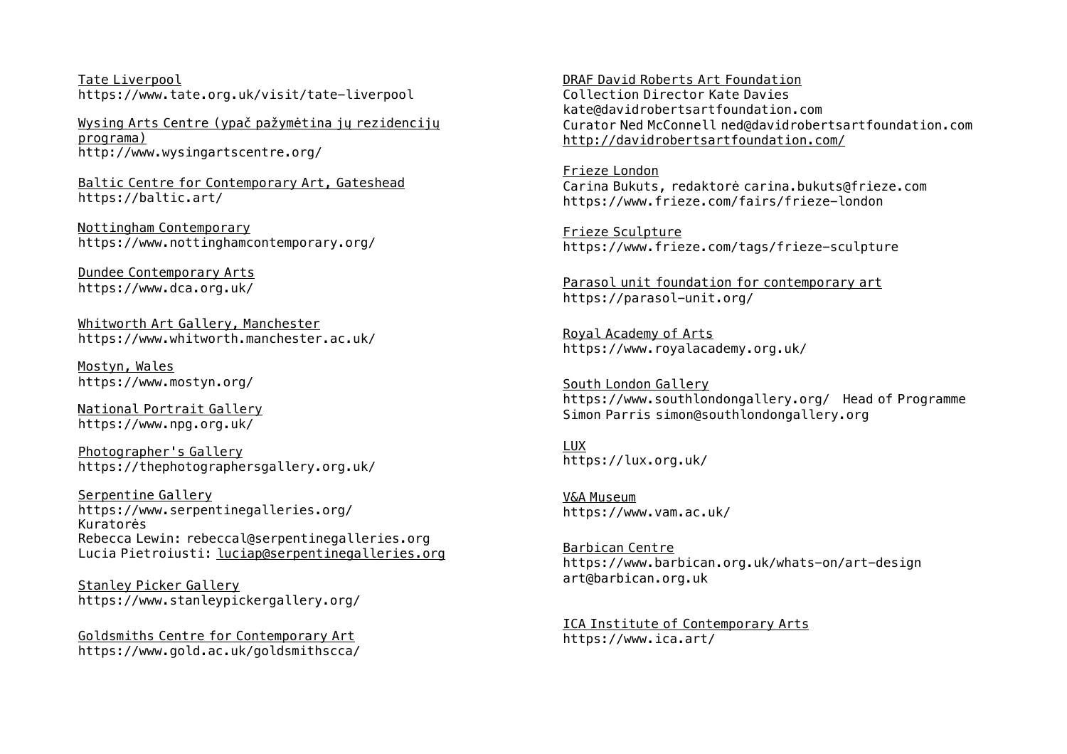Tate Liverpool
https://www.tate.org.uk/visit/tate-liverpool

Wysing Arts Centre (ypač pažymėtina jų rezidencijų programa)
http://www.wysingartscentre.org/

Baltic Centre for Contemporary Art, Gateshead
https://baltic.art/

Nottingham Contemporary
https://www.nottinghamcontemporary.org/

Dundee Contemporary Arts
https://www.dca.org.uk/

Whitworth Art Gallery, Manchester
https://www.whitworth.manchester.ac.uk/

Mostyn, Wales
https://www.mostyn.org/

National Portrait Gallery
https://www.npg.org.uk/

Photographer's Gallery
https://thephotographersgallery.org.uk/

Serpentine Gallery
https://www.serpentinegalleries.org/
Kuratorės
Rebecca Lewin: rebeccal@serpentinegalleries.org
Lucia Pietroiusti: luciap@serpentinegalleries.org

Stanley Picker Gallery
https://www.stanleypickergallery.org/

Goldsmiths Centre for Contemporary Art
https://www.gold.ac.uk/goldsmithscca/

DRAF David Roberts Art Foundation
Collection Director Kate Davies
kate@davidrobertsartfoundation.com
Curator Ned McConnell ned@davidrobertsartfoundation.com
http://davidrobertsartfoundation.com/

Frieze London
Carina Bukuts, redaktorė carina.bukuts@frieze.com
https://www.frieze.com/fairs/frieze-london

Frieze Sculpture
https://www.frieze.com/tags/frieze-sculpture

Parasol unit foundation for contemporary art
https://parasol-unit.org/

Royal Academy of Arts
https://www.royalacademy.org.uk/

South London Gallery
https://www.southlondongallery.org/ Head of Programme Simon Parris simon@southlondongallery.org

LUX
https://lux.org.uk/

V&A Museum
https://www.vam.ac.uk/

Barbican Centre
https://www.barbican.org.uk/whats-on/art-design
art@barbican.org.uk

ICA Institute of Contemporary Arts
https://www.ica.art/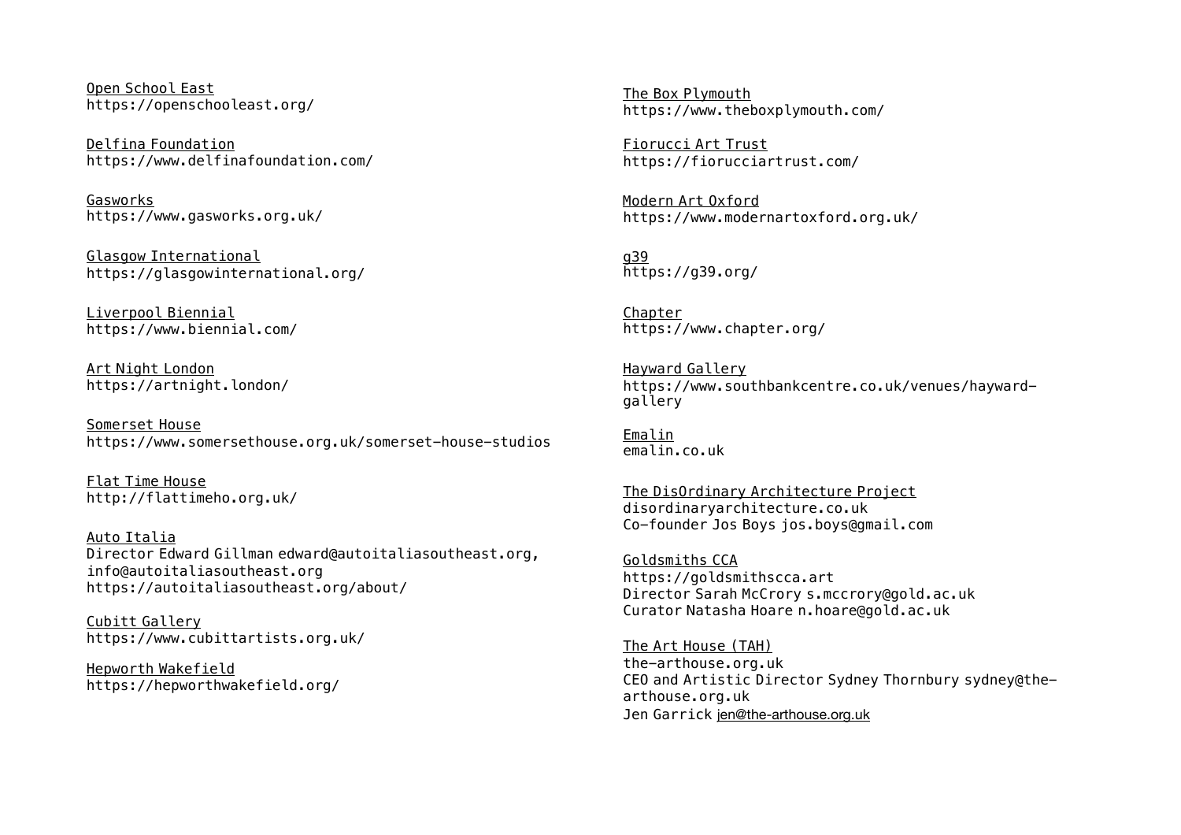Open School East
https://openschooleast.org/

Delfina Foundation
https://www.delfinafoundation.com/

Gasworks
https://www.gasworks.org.uk/

Glasgow International
https://glasgowinternational.org/

Liverpool Biennial
https://www.biennial.com/

Art Night London
https://artnight.london/

Somerset House
https://www.somersethouse.org.uk/somerset-house-studios

Flat Time House
http://flattimeho.org.uk/

Auto Italia
Director Edward Gillman edward@autoitaliasoutheast.org, info@autoitaliasoutheast.org
https://autoitaliasoutheast.org/about/

Cubitt Gallery
https://www.cubittartists.org.uk/

Hepworth Wakefield
https://hepworthwakefield.org/

The Box Plymouth
https://www.theboxplymouth.com/

Fiorucci Art Trust
https://fiorucciartrust.com/

Modern Art Oxford
https://www.modernartoxford.org.uk/

g39
https://g39.org/

Chapter
https://www.chapter.org/

Hayward Gallery
https://www.southbankcentre.co.uk/venues/hayward-gallery

Emalin
emalin.co.uk

The DisOrdinary Architecture Project
disordinaryarchitecture.co.uk
Co-founder Jos Boys jos.boys@gmail.com

Goldsmiths CCA
https://goldsmithscca.art
Director Sarah McCrory s.mccrory@gold.ac.uk
Curator Natasha Hoare n.hoare@gold.ac.uk

The Art House (TAH)
the-arthouse.org.uk
CEO and Artistic Director Sydney Thornbury sydney@the-arthouse.org.uk
Jen Garrick jen@the-arthouse.org.uk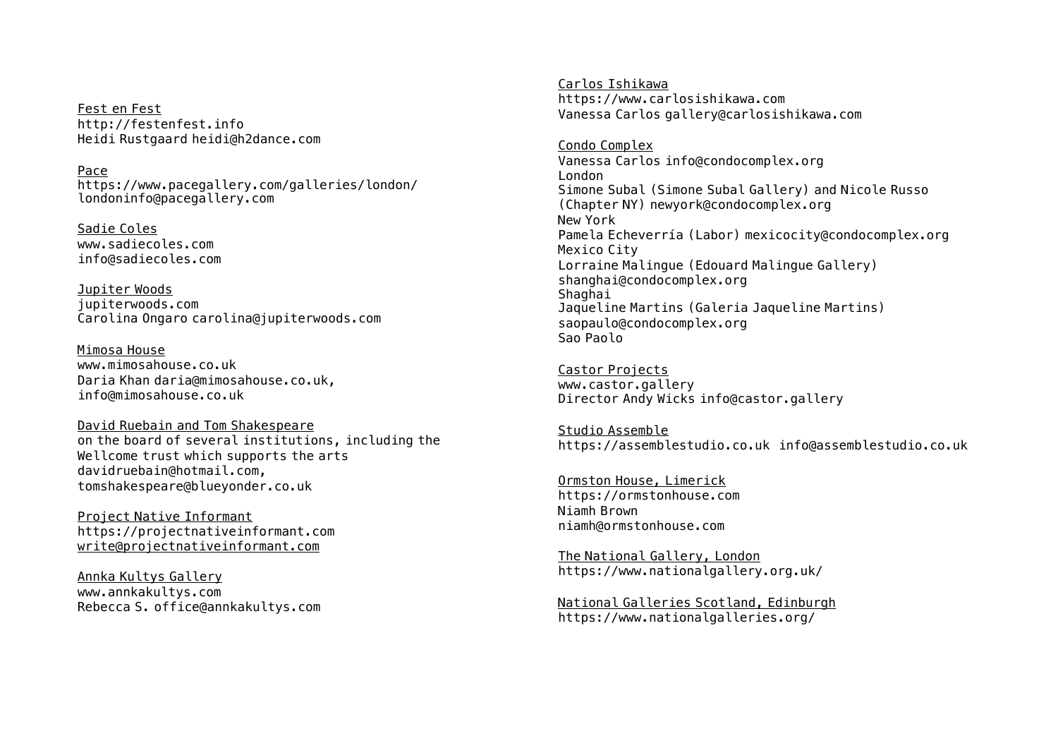Fest en Fest
http://festenfest.info
Heidi Rustgaard heidi@h2dance.com

Pace
https://www.pacegallery.com/galleries/london/
londoninfo@pacegallery.com

Sadie Coles
www.sadiecoles.com
info@sadiecoles.com

Jupiter Woods
jupiterwoods.com
Carolina Ongaro carolina@jupiterwoods.com

Mimosa House
www.mimosahouse.co.uk
Daria Khan daria@mimosahouse.co.uk,
info@mimosahouse.co.uk

David Ruebain and Tom Shakespeare
on the board of several institutions, including the Wellcome trust which supports the arts
davidruebain@hotmail.com,
tomshakespeare@blueyonder.co.uk

Project Native Informant
https://projectnativeinformant.com
write@projectnativeinformant.com

Annka Kultys Gallery
www.annkakultys.com
Rebecca S. office@annkakultys.com

Carlos Ishikawa
https://www.carlosishikawa.com
Vanessa Carlos gallery@carlosishikawa.com

Condo Complex
Vanessa Carlos info@condocomplex.org
London
Simone Subal (Simone Subal Gallery) and Nicole Russo (Chapter NY) newyork@condocomplex.org
New York
Pamela Echeverría (Labor) mexicocity@condocomplex.org
Mexico City
Lorraine Malingue (Edouard Malingue Gallery)
shanghai@condocomplex.org
Shaghai
Jaqueline Martins (Galeria Jaqueline Martins)
saopaulo@condocomplex.org
Sao Paolo

Castor Projects
www.castor.gallery
Director Andy Wicks info@castor.gallery

Studio Assemble
https://assemblestudio.co.uk info@assemblestudio.co.uk

Ormston House, Limerick
https://ormstonhouse.com
Niamh Brown
niamh@ormstonhouse.com

The National Gallery, London
https://www.nationalgallery.org.uk/

National Galleries Scotland, Edinburgh
https://www.nationalgalleries.org/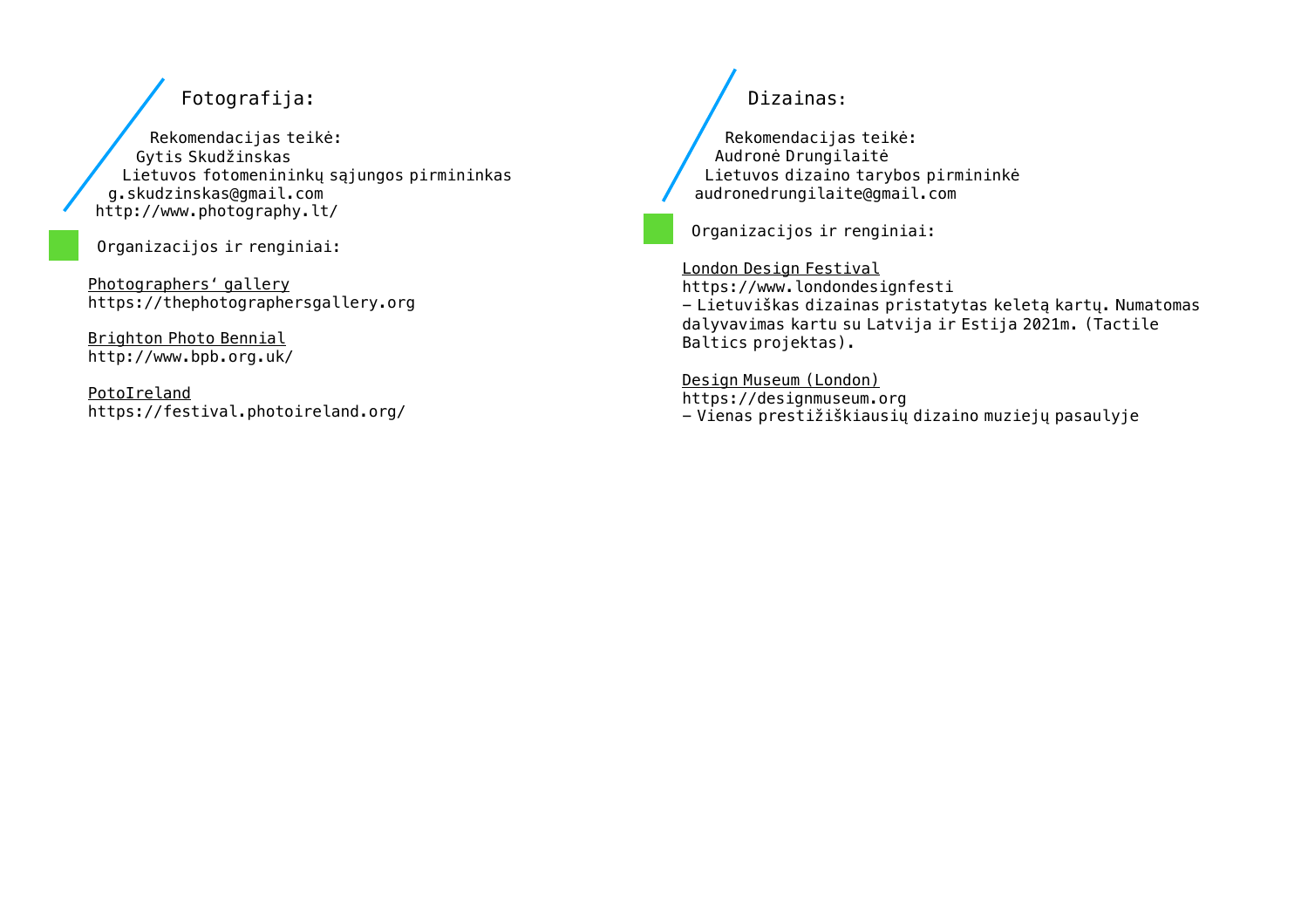## Fotografija:

Rekomendacijas teikė:
Gytis Skudžinskas
Lietuvos fotomenininkų sąjungos pirmininkas
g.skudzinskas@gmail.com
http://www.photography.lt/

### Organizacijos ir renginiai:

Photographers‘ gallery
https://thephotographersgallery.org

Brighton Photo Bennial
http://www.bpb.org.uk/

PotoIreland
https://festival.photoireland.org/

## Dizainas:

Rekomendacijas teikė:
Audronė Drungilaitė
Lietuvos dizaino tarybos pirmininkė
audronedrungilaite@gmail.com

### Organizacijos ir renginiai:

London Design Festival
https://www.londondesignfesti
– Lietuviškas dizainas pristatytas keletą kartų. Numatomas dalyvavimas kartu su Latvija ir Estija 2021m. (Tactile Baltics projektas).

Design Museum (London)
https://designmuseum.org
– Vienas prestižiškiausių dizaino muziejų pasaulyje